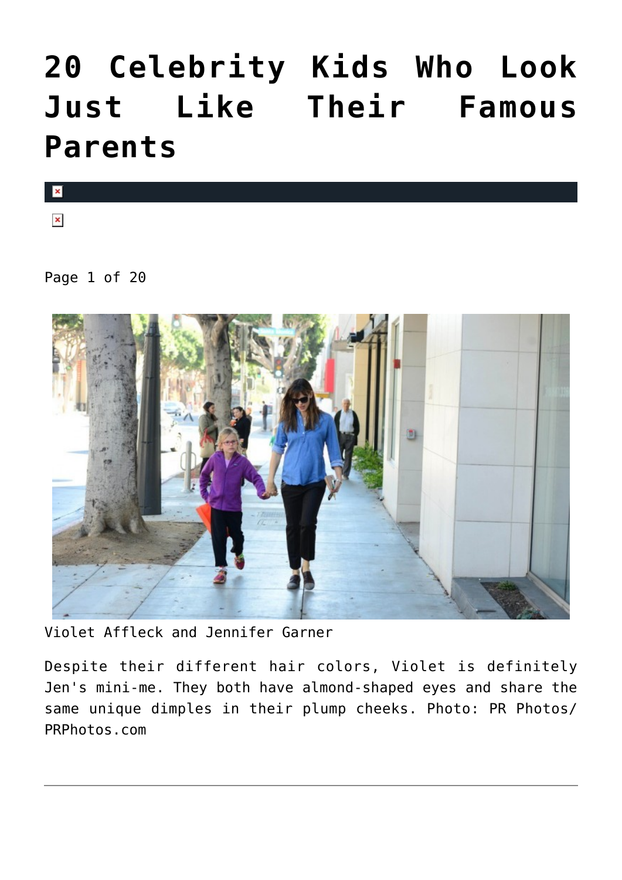# 20 Celebrity Kids Who Look Just Like Their Famous Parents

Page 1 of 20

Violet Affleck and Jennifer Garner

Despite their different hair colors, Violet is definitely Jen's mini-me. They both have almond-shaped eyes and share the same unique dimples in their plump cheeks. Photo: PR Photos/ PRPhotos.com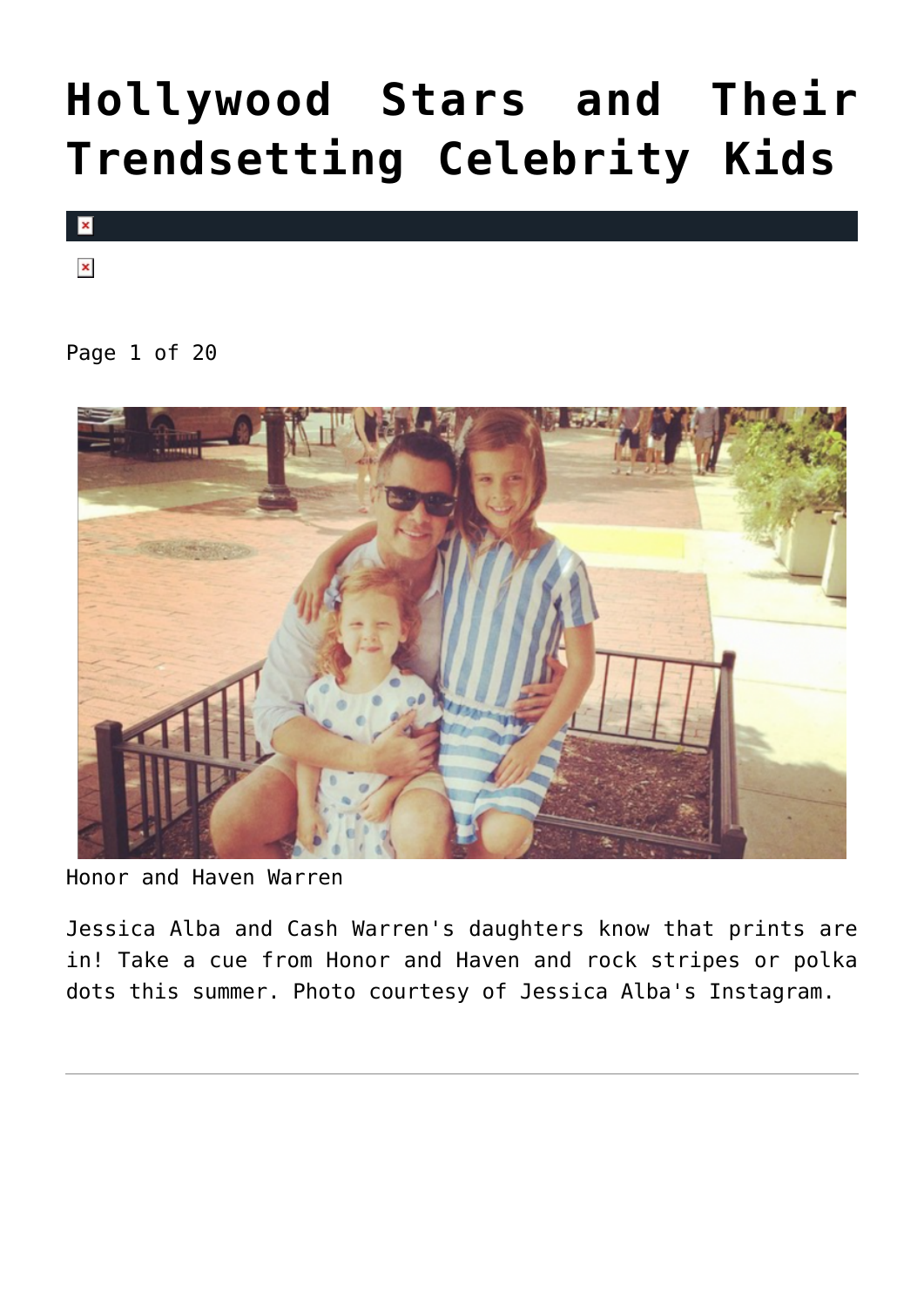# Hollywood Stars and Their Trendsetting Celebrity Kids

Page 1 of 20

Honor and Haven Warren

Jessica Alba and Cash Warren's daughters know that prints are in! Take a cue from Honor and Haven and rock stripes or polka dots this summer. Photo courtesy of Jessica Alba's Instagram.

---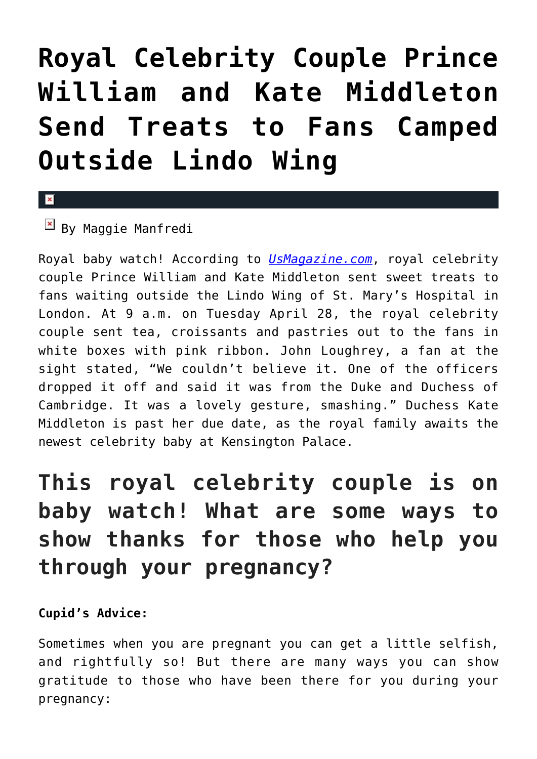# Royal Celebrity Couple Prince William and Kate Middleton Send Treats to Fans Camped Outside Lindo Wing

By Maggie Manfredi

Royal baby watch! According to *UsMagazine.com*, royal celebrity couple Prince William and Kate Middleton sent sweet treats to fans waiting outside the Lindo Wing of St. Mary's Hospital in London. At 9 a.m. on Tuesday April 28, the royal celebrity couple sent tea, croissants and pastries out to the fans in white boxes with pink ribbon. John Loughrey, a fan at the sight stated, "We couldn't believe it. One of the officers dropped it off and said it was from the Duke and Duchess of Cambridge. It was a lovely gesture, smashing." Duchess Kate Middleton is past her due date, as the royal family awaits the newest celebrity baby at Kensington Palace.

## This royal celebrity couple is on baby watch! What are some ways to show thanks for those who help you through your pregnancy?

**Cupid's Advice:**

Sometimes when you are pregnant you can get a little selfish, and rightfully so! But there are many ways you can show gratitude to those who have been there for you during your pregnancy: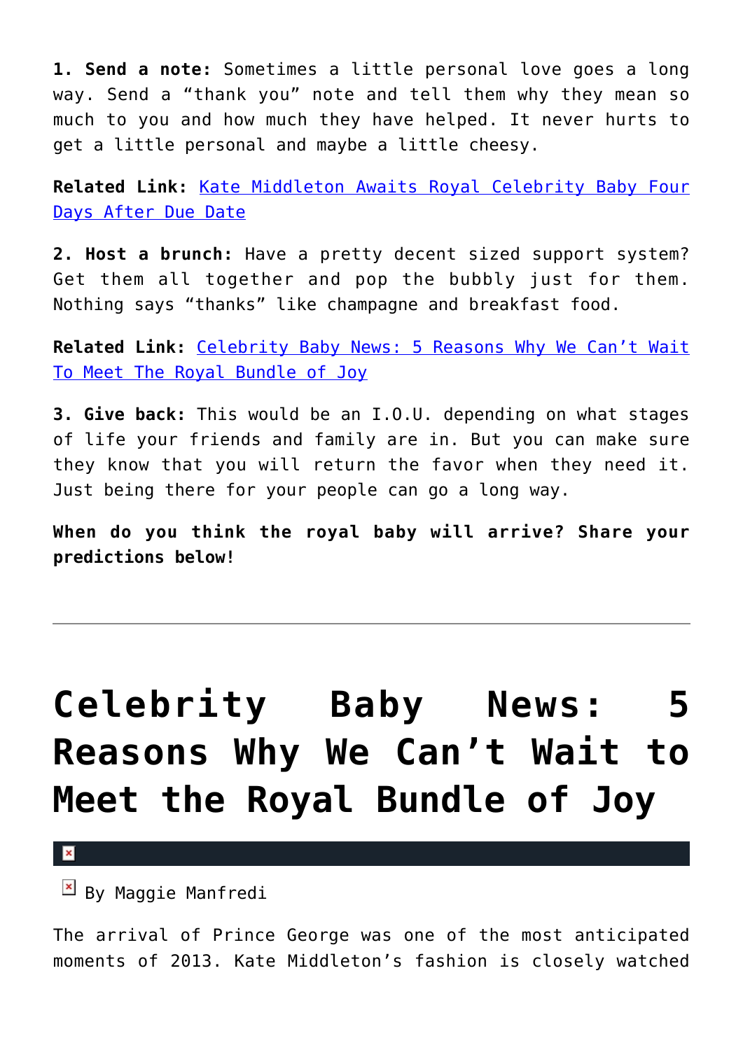**1. Send a note:** Sometimes a little personal love goes a long way. Send a "thank you" note and tell them why they mean so much to you and how much they have helped. It never hurts to get a little personal and maybe a little cheesy.

**Related Link:** Kate Middleton Awaits Royal Celebrity Baby Four Days After Due Date

**2. Host a brunch:** Have a pretty decent sized support system? Get them all together and pop the bubbly just for them. Nothing says "thanks" like champagne and breakfast food.

**Related Link:** Celebrity Baby News: 5 Reasons Why We Can't Wait To Meet The Royal Bundle of Joy

**3. Give back:** This would be an I.O.U. depending on what stages of life your friends and family are in. But you can make sure they know that you will return the favor when they need it. Just being there for your people can go a long way.

**When do you think the royal baby will arrive? Share your predictions below!**

---

# Celebrity Baby News: 5 Reasons Why We Can't Wait to Meet the Royal Bundle of Joy

By Maggie Manfredi

The arrival of Prince George was one of the most anticipated moments of 2013. Kate Middleton's fashion is closely watched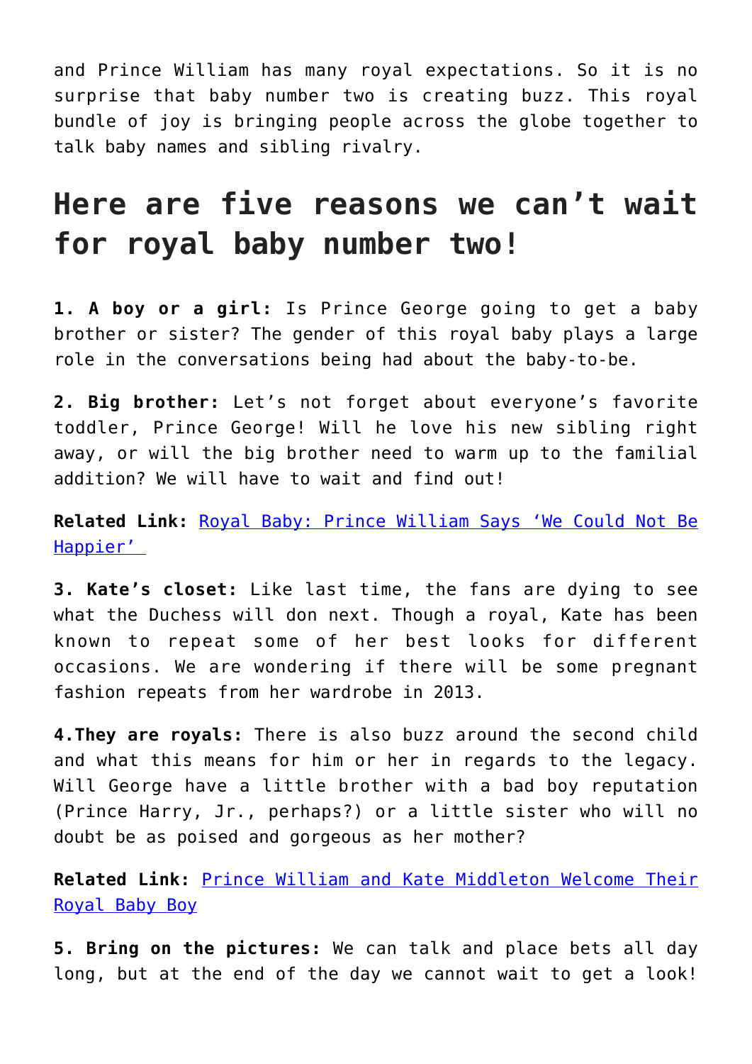and Prince William has many royal expectations. So it is no surprise that baby number two is creating buzz. This royal bundle of joy is bringing people across the globe together to talk baby names and sibling rivalry.

## Here are five reasons we can't wait for royal baby number two!

**1. A boy or a girl:** Is Prince George going to get a baby brother or sister? The gender of this royal baby plays a large role in the conversations being had about the baby-to-be.

**2. Big brother:** Let's not forget about everyone's favorite toddler, Prince George! Will he love his new sibling right away, or will the big brother need to warm up to the familial addition? We will have to wait and find out!

**Related Link:** [Royal Baby: Prince William Says 'We Could Not Be Happier']()

**3. Kate's closet:** Like last time, the fans are dying to see what the Duchess will don next. Though a royal, Kate has been known to repeat some of her best looks for different occasions. We are wondering if there will be some pregnant fashion repeats from her wardrobe in 2013.

**4.They are royals:** There is also buzz around the second child and what this means for him or her in regards to the legacy. Will George have a little brother with a bad boy reputation (Prince Harry, Jr., perhaps?) or a little sister who will no doubt be as poised and gorgeous as her mother?

**Related Link:** [Prince William and Kate Middleton Welcome Their Royal Baby Boy]()

**5. Bring on the pictures:** We can talk and place bets all day long, but at the end of the day we cannot wait to get a look!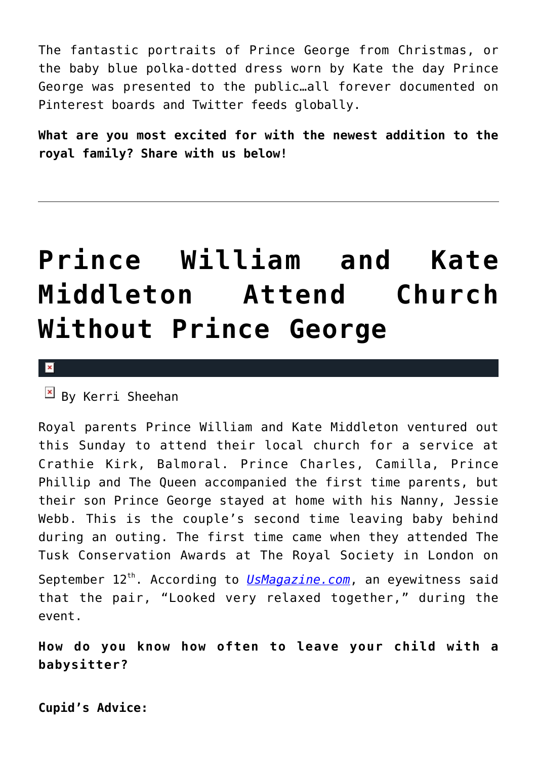The fantastic portraits of Prince George from Christmas, or the baby blue polka-dotted dress worn by Kate the day Prince George was presented to the public…all forever documented on Pinterest boards and Twitter feeds globally.

**What are you most excited for with the newest addition to the royal family? Share with us below!**

---

# Prince William and Kate Middleton Attend Church Without Prince George

By Kerri Sheehan

Royal parents Prince William and Kate Middleton ventured out this Sunday to attend their local church for a service at Crathie Kirk, Balmoral. Prince Charles, Camilla, Prince Phillip and The Queen accompanied the first time parents, but their son Prince George stayed at home with his Nanny, Jessie Webb. This is the couple's second time leaving baby behind during an outing. The first time came when they attended The Tusk Conservation Awards at The Royal Society in London on September 12th. According to *UsMagazine.com*, an eyewitness said that the pair, "Looked very relaxed together," during the event.

**How do you know how often to leave your child with a babysitter?**

**Cupid's Advice:**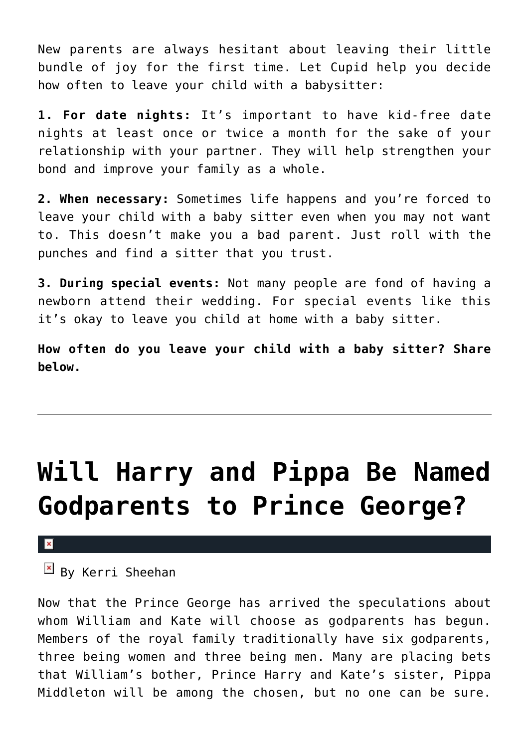New parents are always hesitant about leaving their little bundle of joy for the first time. Let Cupid help you decide how often to leave your child with a babysitter:

**1. For date nights:** It's important to have kid-free date nights at least once or twice a month for the sake of your relationship with your partner. They will help strengthen your bond and improve your family as a whole.

**2. When necessary:** Sometimes life happens and you're forced to leave your child with a baby sitter even when you may not want to. This doesn't make you a bad parent. Just roll with the punches and find a sitter that you trust.

**3. During special events:** Not many people are fond of having a newborn attend their wedding. For special events like this it's okay to leave you child at home with a baby sitter.

**How often do you leave your child with a baby sitter? Share below.**

---

# Will Harry and Pippa Be Named Godparents to Prince George?

By Kerri Sheehan

Now that the Prince George has arrived the speculations about whom William and Kate will choose as godparents has begun. Members of the royal family traditionally have six godparents, three being women and three being men. Many are placing bets that William's bother, Prince Harry and Kate's sister, Pippa Middleton will be among the chosen, but no one can be sure.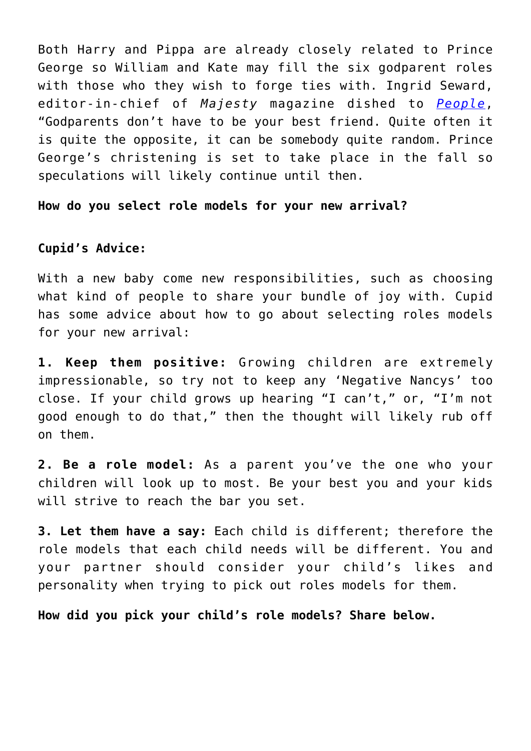Both Harry and Pippa are already closely related to Prince George so William and Kate may fill the six godparent roles with those who they wish to forge ties with. Ingrid Seward, editor-in-chief of *Majesty* magazine dished to *People*, "Godparents don't have to be your best friend. Quite often it is quite the opposite, it can be somebody quite random. Prince George's christening is set to take place in the fall so speculations will likely continue until then.

**How do you select role models for your new arrival?**

**Cupid's Advice:**

With a new baby come new responsibilities, such as choosing what kind of people to share your bundle of joy with. Cupid has some advice about how to go about selecting roles models for your new arrival:

**1. Keep them positive:** Growing children are extremely impressionable, so try not to keep any 'Negative Nancys' too close. If your child grows up hearing "I can't," or, "I'm not good enough to do that," then the thought will likely rub off on them.

**2. Be a role model:** As a parent you've the one who your children will look up to most. Be your best you and your kids will strive to reach the bar you set.

**3. Let them have a say:** Each child is different; therefore the role models that each child needs will be different. You and your partner should consider your child's likes and personality when trying to pick out roles models for them.

**How did you pick your child's role models? Share below.**